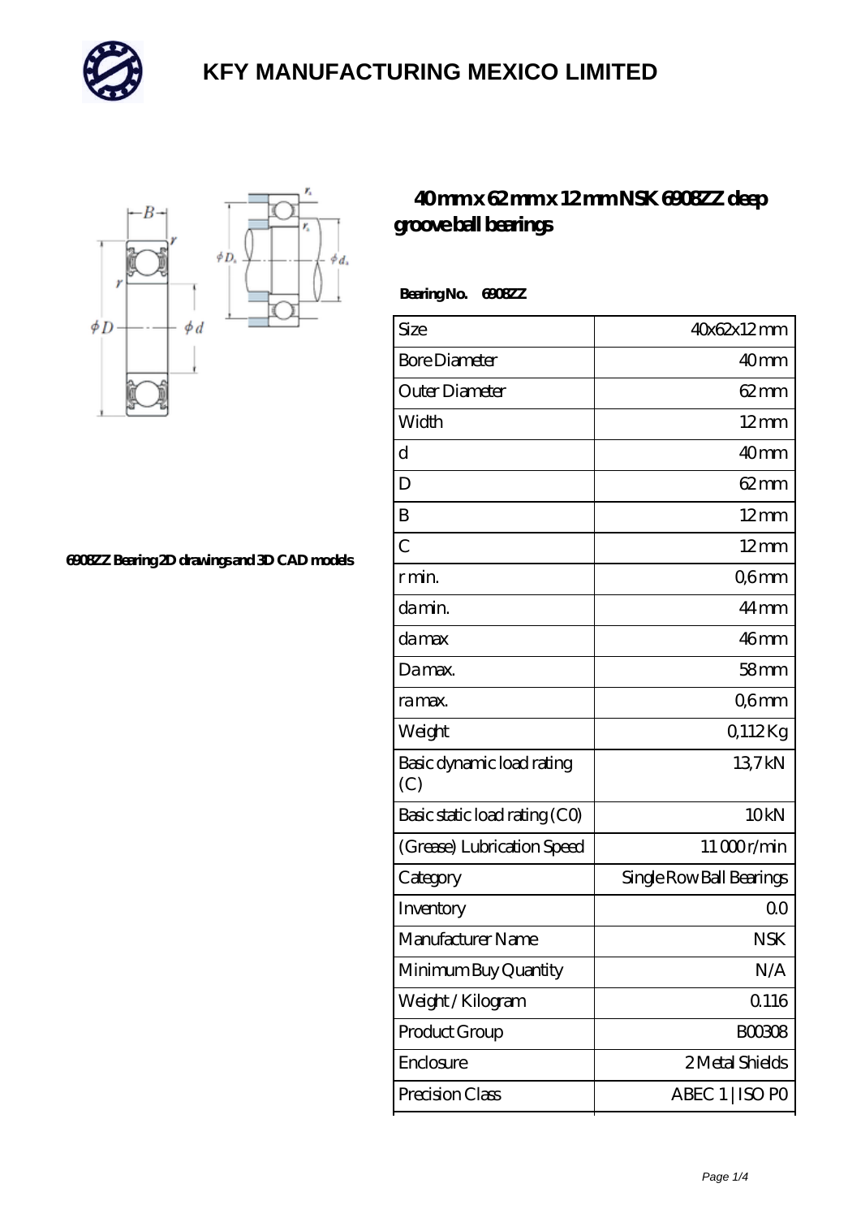# KFY MANUFACTURING MEXICO LIMITED

6908ZZ Bearing 2D drawings and 3D CAD models

## 40 mm x 62 mm x 12 mm NSK 6908ZZ deep groove ball bearings

**Bearing No. 6908ZZ**

| | |
|---|---|
| Size | 40x62x12 mm |
| Bore Diameter | 40 mm |
| Outer Diameter | 62 mm |
| Width | 12 mm |
| d | 40 mm |
| D | 62 mm |
| B | 12 mm |
| C | 12 mm |
| r min. | 0,6 mm |
| da min. | 44 mm |
| da max | 46 mm |
| Da max. | 58 mm |
| ra max. | 0,6 mm |
| Weight | 0,112 Kg |
| Basic dynamic load rating (C) | 13,7 kN |
| Basic static load rating (C0) | 10 kN |
| (Grease) Lubrication Speed | 11 000 r/min |
| Category | Single Row Ball Bearings |
| Inventory | 0.0 |
| Manufacturer Name | NSK |
| Minimum Buy Quantity | N/A |
| Weight / Kilogram | 0.116 |
| Product Group | B00308 |
| Enclosure | 2 Metal Shields |
| Precision Class | ABEC 1 \| ISO P0 |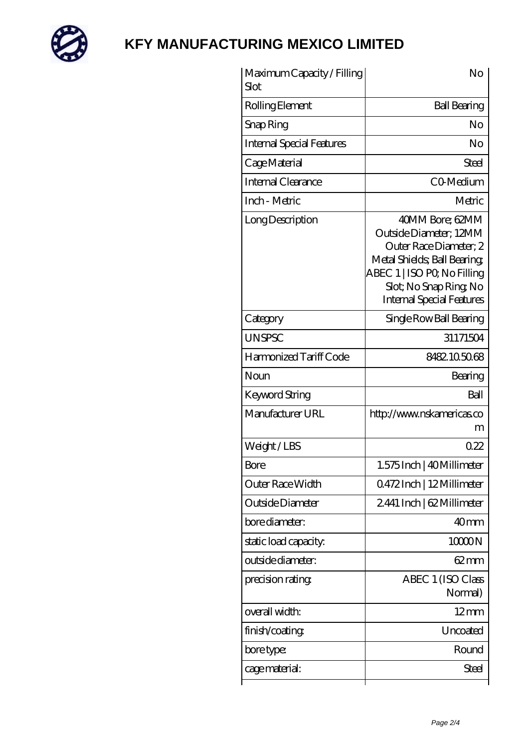# KFY MANUFACTURING MEXICO LIMITED

| | |
|---|---|
| Maximum Capacity / Filling Slot | No |
| Rolling Element | Ball Bearing |
| Snap Ring | No |
| Internal Special Features | No |
| Cage Material | Steel |
| Internal Clearance | C0-Medium |
| Inch - Metric | Metric |
| Long Description | 40MM Bore; 62MM Outside Diameter; 12MM Outer Race Diameter; 2 Metal Shields; Ball Bearing; ABEC 1 \| ISO P0; No Filling Slot; No Snap Ring; No Internal Special Features |
| Category | Single Row Ball Bearing |
| UNSPSC | 31171504 |
| Harmonized Tariff Code | 8482.10.50.68 |
| Noun | Bearing |
| Keyword String | Ball |
| Manufacturer URL | http://www.nskamericas.com |
| Weight / LBS | 0.22 |
| Bore | 1.575 Inch \| 40 Millimeter |
| Outer Race Width | 0.472 Inch \| 12 Millimeter |
| Outside Diameter | 2.441 Inch \| 62 Millimeter |
| bore diameter: | 40 mm |
| static load capacity: | 10000 N |
| outside diameter: | 62 mm |
| precision rating: | ABEC 1 (ISO Class Normal) |
| overall width: | 12 mm |
| finish/coating: | Uncoated |
| bore type: | Round |
| cage material: | Steel |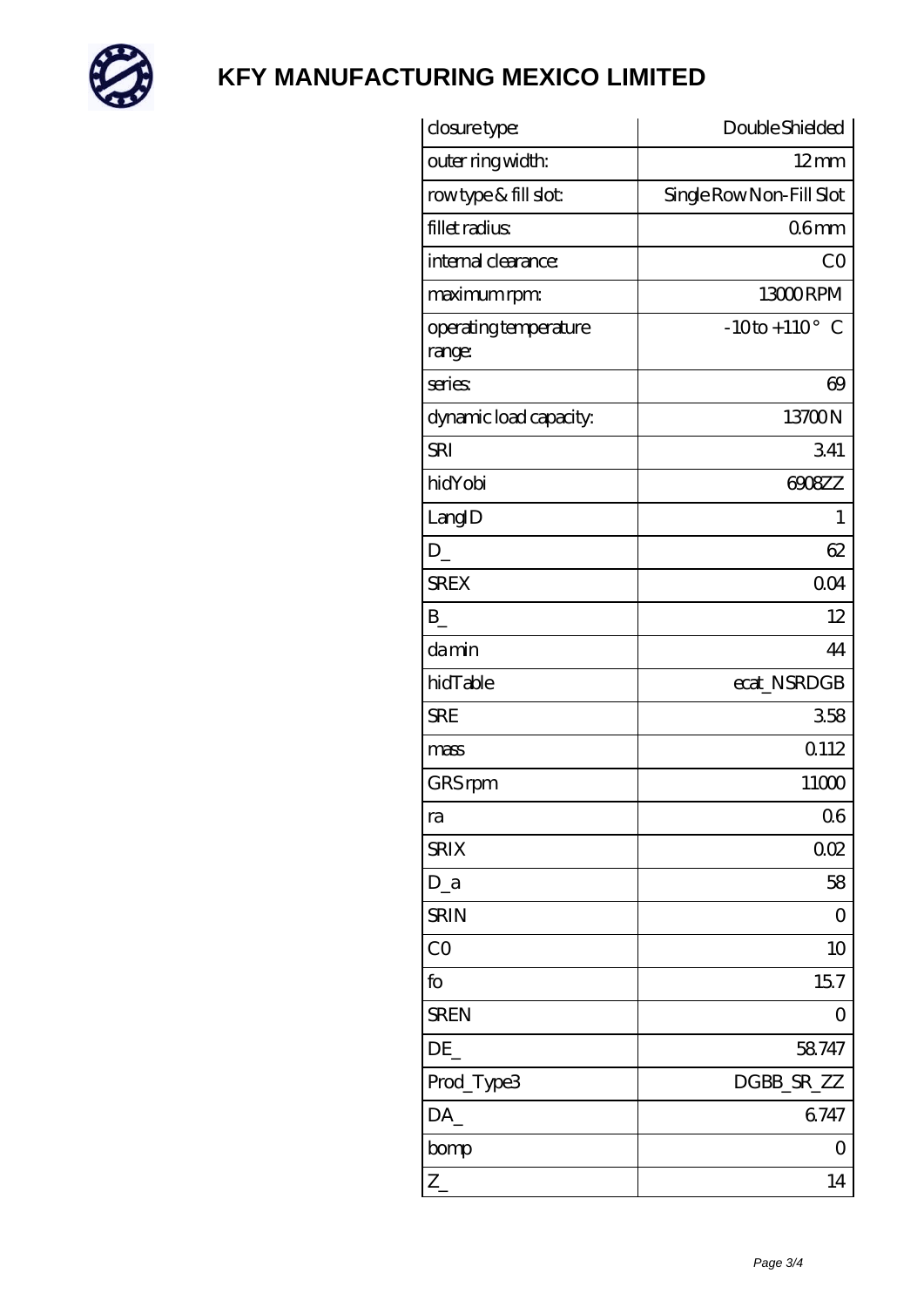# KFY MANUFACTURING MEXICO LIMITED

| closure type: | Double Shielded |
|---|---|
| outer ring width: | 12 mm |
| row type & fill slot: | Single Row Non-Fill Slot |
| fillet radius: | 0.6 mm |
| internal clearance: | C0 |
| maximum rpm: | 13000 RPM |
| operating temperature range: | -10 to +110 ° C |
| series: | 69 |
| dynamic load capacity: | 13700 N |
| SRI | 3.41 |
| hidYobi | 6908ZZ |
| LangID | 1 |
| D_ | 62 |
| SREX | 0.04 |
| B_ | 12 |
| da min | 44 |
| hidTable | ecat_NSRDGB |
| SRE | 3.58 |
| mass | 0.112 |
| GRS rpm | 11000 |
| ra | 0.6 |
| SRIX | 0.02 |
| D_a | 58 |
| SRIN | 0 |
| C0 | 10 |
| fo | 15.7 |
| SREN | 0 |
| DE_ | 58.747 |
| Prod_Type3 | DGBB_SR_ZZ |
| DA_ | 6.747 |
| bomp | 0 |
| Z_ | 14 |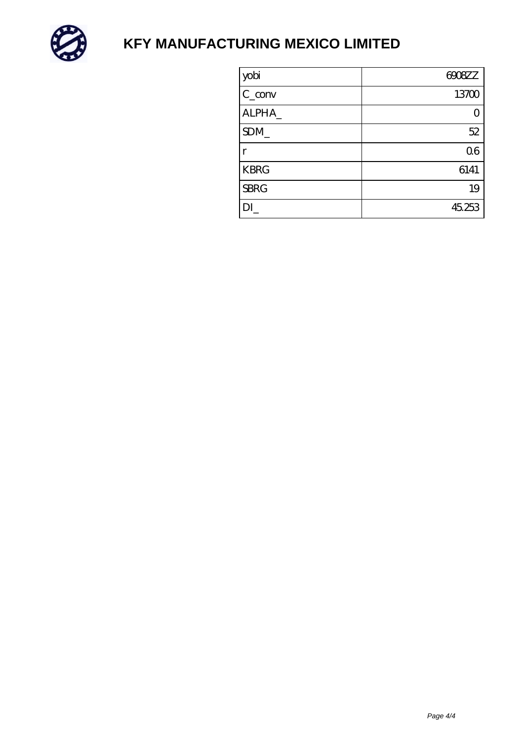| | |
|---|---|
| yobi | 6908ZZ |
| C_conv | 13700 |
| ALPHA_ | 0 |
| SDM_ | 52 |
| r | 0.6 |
| KBRG | 6141 |
| SBRG | 19 |
| DI_ | 45.253 |